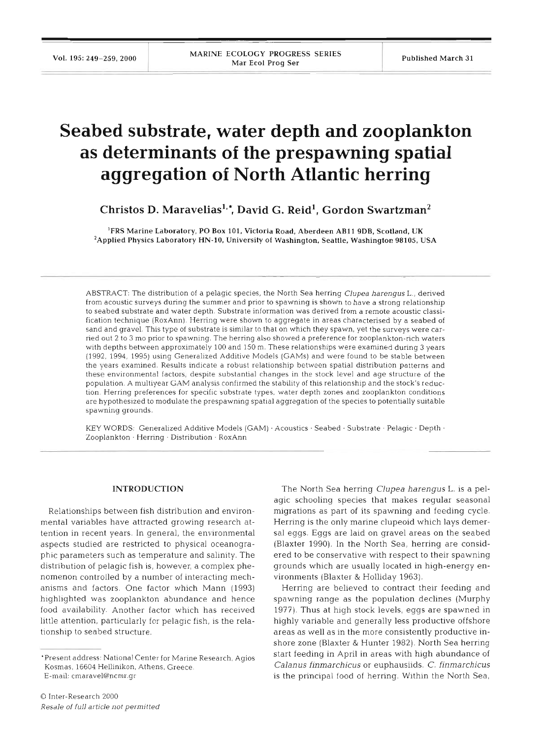# Seabed substrate, water depth and zooplankton as determinants of the prespawning spatial aggregation of North Atlantic herring

**Christos D. Maravelias[1,*], David G. Reid[1], Gordon Swartzman[2]**

[1]FRS Marine Laboratory, PO Box 101, Victoria Road, Aberdeen AB11 9DB, Scotland, UK
[2]Applied Physics Laboratory HN-10, University of Washington, Seattle, Washington 98105, USA

ABSTRACT: The distribution of a pelagic species, the North Sea herring *Clupea harengus* L., derived from acoustic surveys during the summer and prior to spawning is shown to have a strong relationship to seabed substrate and water depth. Substrate information was derived from a remote acoustic classification technique (RoxAnn). Herring were shown to aggregate in areas characterised by a seabed of sand and gravel. This type of substrate is similar to that on which they spawn, yet the surveys were carried out 2 to 3 mo prior to spawning. The herring also showed a preference for zooplankton-rich waters with depths between approximately 100 and 150 m. These relationships were examined during 3 years (1992, 1994, 1995) using Generalized Additive Models (GAMs) and were found to be stable between the years examined. Results indicate a robust relationship between spatial distribution patterns and these environmental factors, despite substantial changes in the stock level and age structure of the population. A multiyear GAM analysis confirmed the stability of this relationship and the stock's reduction. Herring preferences for specific substrate types, water depth zones and zooplankton conditions are hypothesized to modulate the prespawning spatial aggregation of the species to potentially suitable spawning grounds.

KEY WORDS: Generalized Additive Models (GAM) · Acoustics · Seabed · Substrate · Pelagic · Depth · Zooplankton · Herring · Distribution · RoxAnn

## INTRODUCTION

Relationships between fish distribution and environmental variables have attracted growing research attention in recent years. In general, the environmental aspects studied are restricted to physical oceanographic parameters such as temperature and salinity. The distribution of pelagic fish is, however, a complex phenomenon controlled by a number of interacting mechanisms and factors. One factor which Mann (1993) highlighted was zooplankton abundance and hence food availability. Another factor which has received little attention, particularly for pelagic fish, is the relationship to seabed structure.

The North Sea herring *Clupea harengus* L. is a pelagic schooling species that makes regular seasonal migrations as part of its spawning and feeding cycle. Herring is the only marine clupeoid which lays demersal eggs. Eggs are laid on gravel areas on the seabed (Blaxter 1990). In the North Sea, herring are considered to be conservative with respect to their spawning grounds which are usually located in high-energy environments (Blaxter & Holliday 1963).

Herring are believed to contract their feeding and spawning range as the population declines (Murphy 1977). Thus at high stock levels, eggs are spawned in highly variable and generally less productive offshore areas as well as in the more consistently productive inshore zone (Blaxter & Hunter 1982). North Sea herring start feeding in April in areas with high abundance of *Calanus finmarchicus* or euphausiids. *C. finmarchicus* is the principal food of herring. Within the North Sea,

*Present address: National Center for Marine Research, Agios Kosmas, 16604 Hellinikon, Athens, Greece. E-mail: cmaravel@ncmr.gr

© Inter-Research 2000
*Resale of full article not permitted*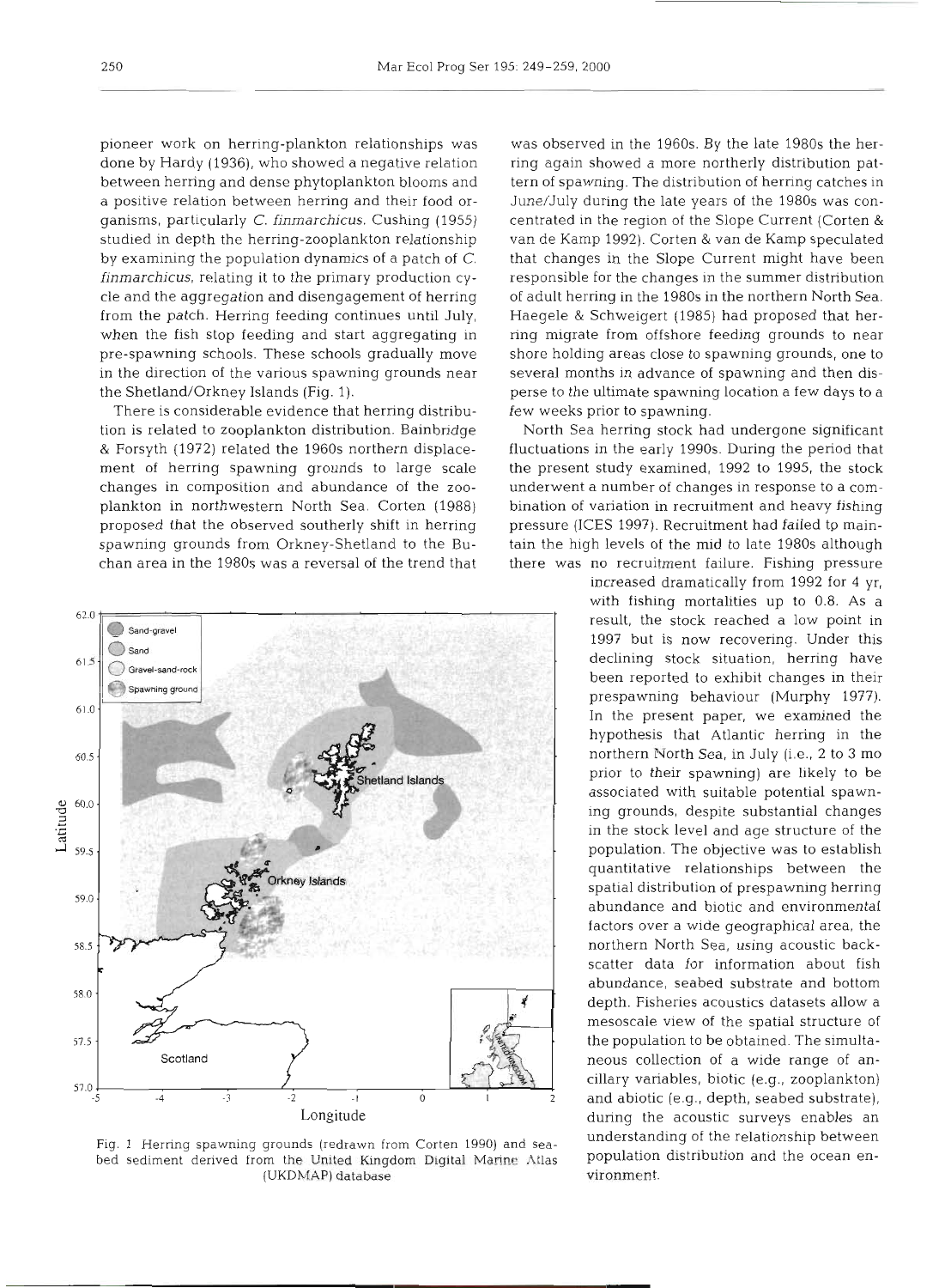pioneer work on herring-plankton relationships was done by Hardy (1936), who showed a negative relation between herring and dense phytoplankton blooms and a positive relation between herring and their food organisms, particularly *C. finmarchicus*. Cushing (1955) studied in depth the herring-zooplankton relationship by examining the population dynamics of a patch of *C. finmarchicus*, relating it to the primary production cycle and the aggregation and disengagement of herring from the patch. Herring feeding continues until July, when the fish stop feeding and start aggregating in pre-spawning schools. These schools gradually move in the direction of the various spawning grounds near the Shetland/Orkney Islands (Fig. 1).

There is considerable evidence that herring distribution is related to zooplankton distribution. Bainbridge & Forsyth (1972) related the 1960s northern displacement of herring spawning grounds to large scale changes in composition and abundance of the zooplankton in northwestern North Sea. Corten (1988) proposed that the observed southerly shift in herring spawning grounds from Orkney-Shetland to the Buchan area in the 1980s was a reversal of the trend that was observed in the 1960s. By the late 1980s the herring again showed a more northerly distribution pattern of spawning. The distribution of herring catches in June/July during the late years of the 1980s was concentrated in the region of the Slope Current (Corten & van de Kamp 1992). Corten & van de Kamp speculated that changes in the Slope Current might have been responsible for the changes in the summer distribution of adult herring in the 1980s in the northern North Sea. Haegele & Schweigert (1985) had proposed that herring migrate from offshore feeding grounds to near shore holding areas close to spawning grounds, one to several months in advance of spawning and then disperse to the ultimate spawning location a few days to a few weeks prior to spawning.

Fig. 1. Herring spawning grounds (redrawn from Corten 1990) and seabed sediment derived from the United Kingdom Digital Marine Atlas (UKDMAP) database

North Sea herring stock had undergone significant fluctuations in the early 1990s. During the period that the present study examined, 1992 to 1995, the stock underwent a number of changes in response to a combination of variation in recruitment and heavy fishing pressure (ICES 1997). Recruitment had failed to maintain the high levels of the mid to late 1980s although there was no recruitment failure. Fishing pressure increased dramatically from 1992 for 4 yr, with fishing mortalities up to 0.8. As a result, the stock reached a low point in 1997 but is now recovering. Under this declining stock situation, herring have been reported to exhibit changes in their prespawning behaviour (Murphy 1977). In the present paper, we examined the hypothesis that Atlantic herring in the northern North Sea, in July (i.e., 2 to 3 mo prior to their spawning) are likely to be associated with suitable potential spawning grounds, despite substantial changes in the stock level and age structure of the population. The objective was to establish quantitative relationships between the spatial distribution of prespawning herring abundance and biotic and environmental factors over a wide geographical area, the northern North Sea, using acoustic backscatter data for information about fish abundance, seabed substrate and bottom depth. Fisheries acoustics datasets allow a mesoscale view of the spatial structure of the population to be obtained. The simultaneous collection of a wide range of ancillary variables, biotic (e.g., zooplankton) and abiotic (e.g., depth, seabed substrate), during the acoustic surveys enables an understanding of the relationship between population distribution and the ocean environment.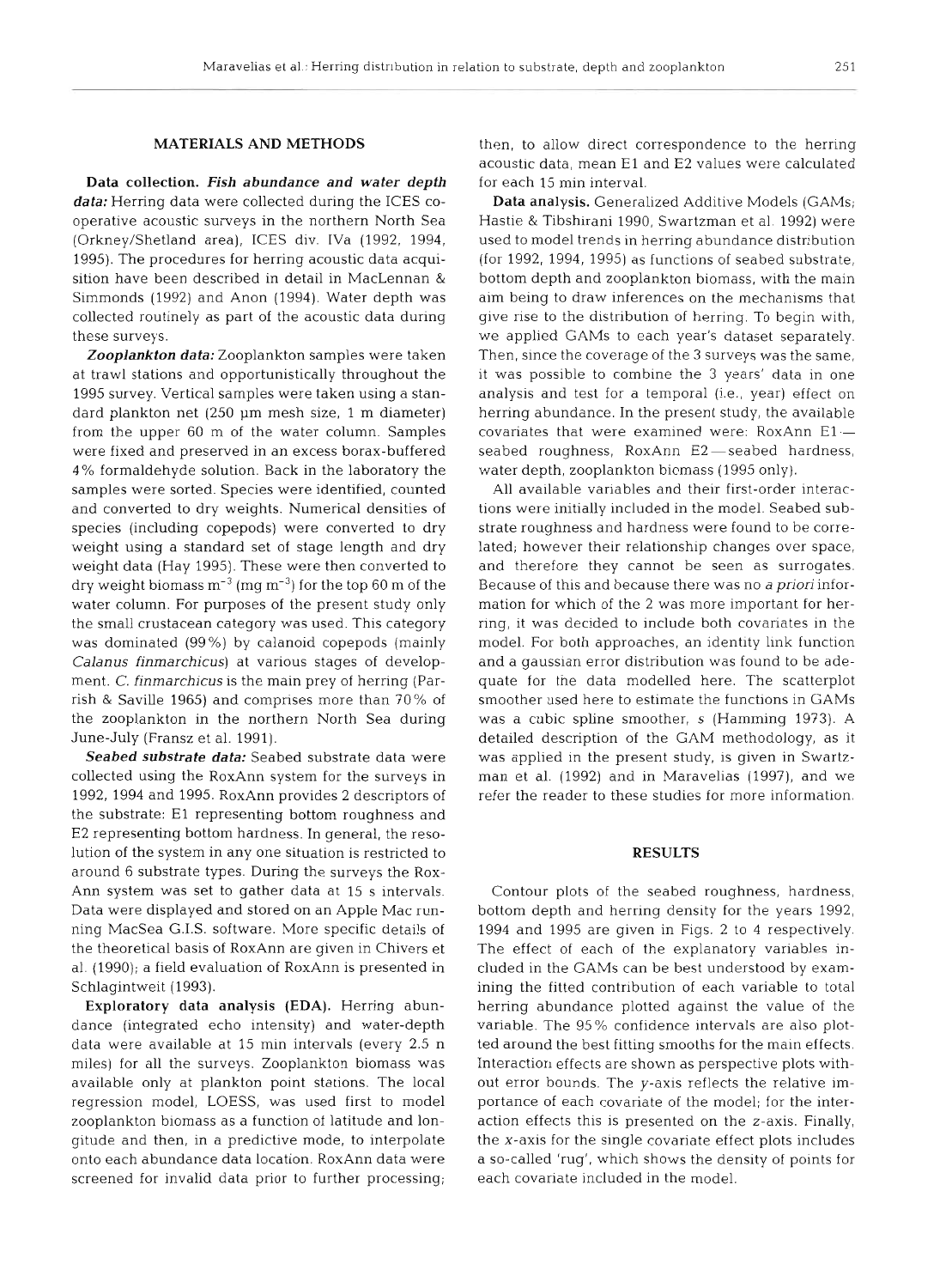## MATERIALS AND METHODS

**Data collection.** ***Fish abundance and water depth data:*** Herring data were collected during the ICES cooperative acoustic surveys in the northern North Sea (Orkney/Shetland area), ICES div. IVa (1992, 1994, 1995). The procedures for herring acoustic data acquisition have been described in detail in MacLennan & Simmonds (1992) and Anon (1994). Water depth was collected routinely as part of the acoustic data during these surveys.

***Zooplankton data:*** Zooplankton samples were taken at trawl stations and opportunistically throughout the 1995 survey. Vertical samples were taken using a standard plankton net (250 µm mesh size, 1 m diameter) from the upper 60 m of the water column. Samples were fixed and preserved in an excess borax-buffered 4% formaldehyde solution. Back in the laboratory the samples were sorted. Species were identified, counted and converted to dry weights. Numerical densities of species (including copepods) were converted to dry weight using a standard set of stage length and dry weight data (Hay 1995). These were then converted to dry weight biomass $m^{-3}$ (mg $m^{-3}$) for the top 60 m of the water column. For purposes of the present study only the small crustacean category was used. This category was dominated (99%) by calanoid copepods (mainly *Calanus finmarchicus*) at various stages of development. *C. finmarchicus* is the main prey of herring (Parrish & Saville 1965) and comprises more than 70% of the zooplankton in the northern North Sea during June-July (Fransz et al. 1991).

***Seabed substrate data:*** Seabed substrate data were collected using the RoxAnn system for the surveys in 1992, 1994 and 1995. RoxAnn provides 2 descriptors of the substrate: E1 representing bottom roughness and E2 representing bottom hardness. In general, the resolution of the system in any one situation is restricted to around 6 substrate types. During the surveys the RoxAnn system was set to gather data at 15 s intervals. Data were displayed and stored on an Apple Mac running MacSea G.I.S. software. More specific details of the theoretical basis of RoxAnn are given in Chivers et al. (1990); a field evaluation of RoxAnn is presented in Schlagintweit (1993).

**Exploratory data analysis (EDA).** Herring abundance (integrated echo intensity) and water-depth data were available at 15 min intervals (every 2.5 n miles) for all the surveys. Zooplankton biomass was available only at plankton point stations. The local regression model, LOESS, was used first to model zooplankton biomass as a function of latitude and longitude and then, in a predictive mode, to interpolate onto each abundance data location. RoxAnn data were screened for invalid data prior to further processing; then, to allow direct correspondence to the herring acoustic data, mean E1 and E2 values were calculated for each 15 min interval.

**Data analysis.** Generalized Additive Models (GAMs; Hastie & Tibshirani 1990, Swartzman et al. 1992) were used to model trends in herring abundance distribution (for 1992, 1994, 1995) as functions of seabed substrate, bottom depth and zooplankton biomass, with the main aim being to draw inferences on the mechanisms that give rise to the distribution of herring. To begin with, we applied GAMs to each year's dataset separately. Then, since the coverage of the 3 surveys was the same, it was possible to combine the 3 years' data in one analysis and test for a temporal (i.e., year) effect on herring abundance. In the present study, the available covariates that were examined were: RoxAnn E1—seabed roughness, RoxAnn E2—seabed hardness, water depth, zooplankton biomass (1995 only).

All available variables and their first-order interactions were initially included in the model. Seabed substrate roughness and hardness were found to be correlated; however their relationship changes over space, and therefore they cannot be seen as surrogates. Because of this and because there was no *a priori* information for which of the 2 was more important for herring, it was decided to include both covariates in the model. For both approaches, an identity link function and a gaussian error distribution was found to be adequate for the data modelled here. The scatterplot smoother used here to estimate the functions in GAMs was a cubic spline smoother, *s* (Hamming 1973). A detailed description of the GAM methodology, as it was applied in the present study, is given in Swartzman et al. (1992) and in Maravelias (1997), and we refer the reader to these studies for more information.

## RESULTS

Contour plots of the seabed roughness, hardness, bottom depth and herring density for the years 1992, 1994 and 1995 are given in Figs. 2 to 4 respectively. The effect of each of the explanatory variables included in the GAMs can be best understood by examining the fitted contribution of each variable to total herring abundance plotted against the value of the variable. The 95% confidence intervals are also plotted around the best fitting smooths for the main effects. Interaction effects are shown as perspective plots without error bounds. The *y*-axis reflects the relative importance of each covariate of the model; for the interaction effects this is presented on the *z*-axis. Finally, the *x*-axis for the single covariate effect plots includes a so-called 'rug', which shows the density of points for each covariate included in the model.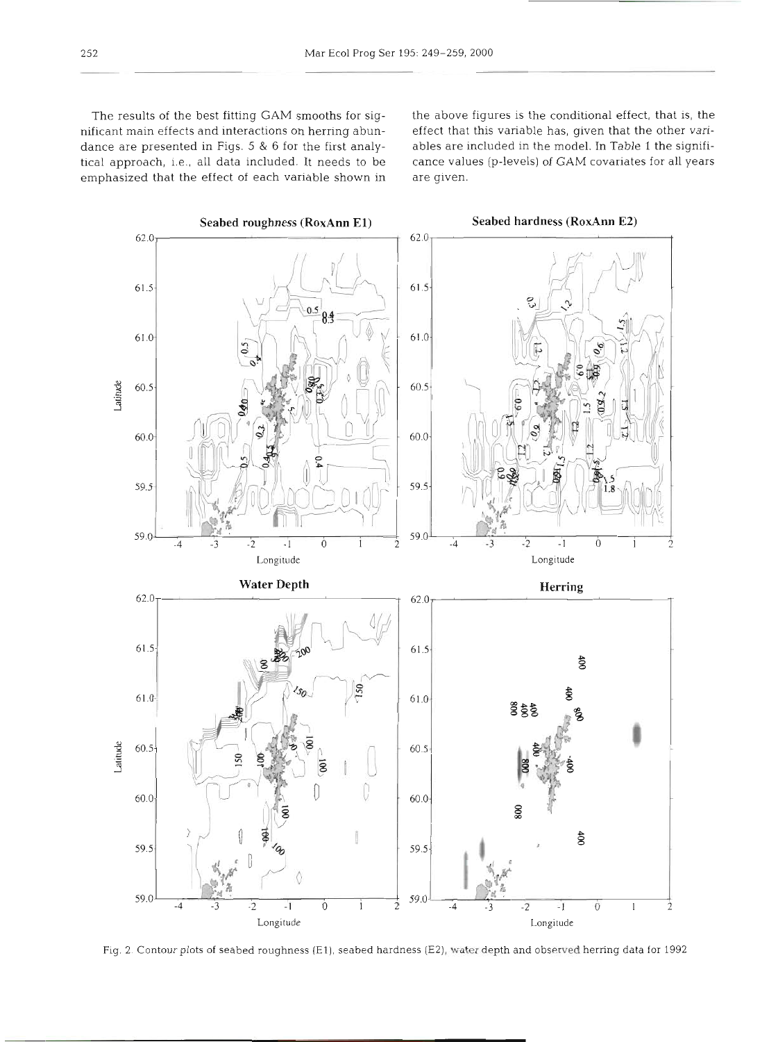The results of the best fitting GAM smooths for significant main effects and interactions on herring abundance are presented in Figs. 5 & 6 for the first analytical approach, i.e., all data included. It needs to be emphasized that the effect of each variable shown in the above figures is the conditional effect, that is, the effect that this variable has, given that the other variables are included in the model. In Table 1 the significance values (p-levels) of GAM covariates for all years are given.

Fig. 2. Contour plots of seabed roughness (E1), seabed hardness (E2), water depth and observed herring data for 1992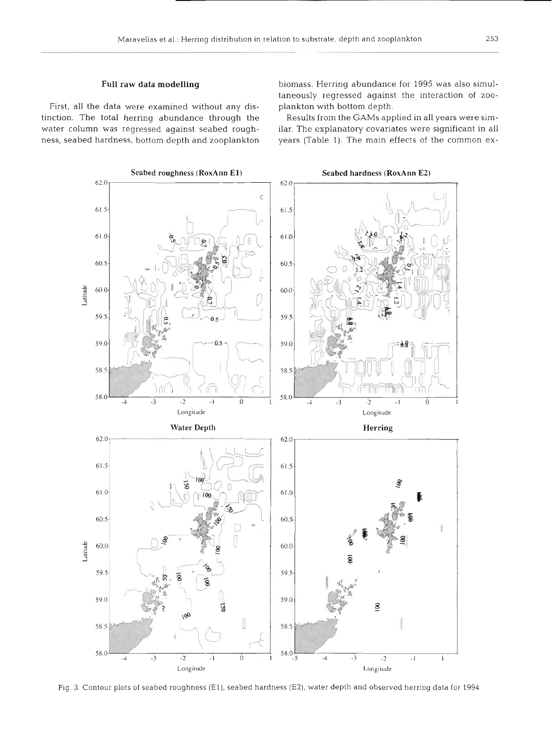## Full raw data modelling

First, all the data were examined without any distinction. The total herring abundance through the water column was regressed against seabed roughness, seabed hardness, bottom depth and zooplankton biomass. Herring abundance for 1995 was also simultaneously regressed against the interaction of zooplankton with bottom depth.

Results from the GAMs applied in all years were similar. The explanatory covariates were significant in all years (Table 1). The main effects of the common ex-

Fig. 3. Contour plots of seabed roughness (E1), seabed hardness (E2), water depth and observed herring data for 1994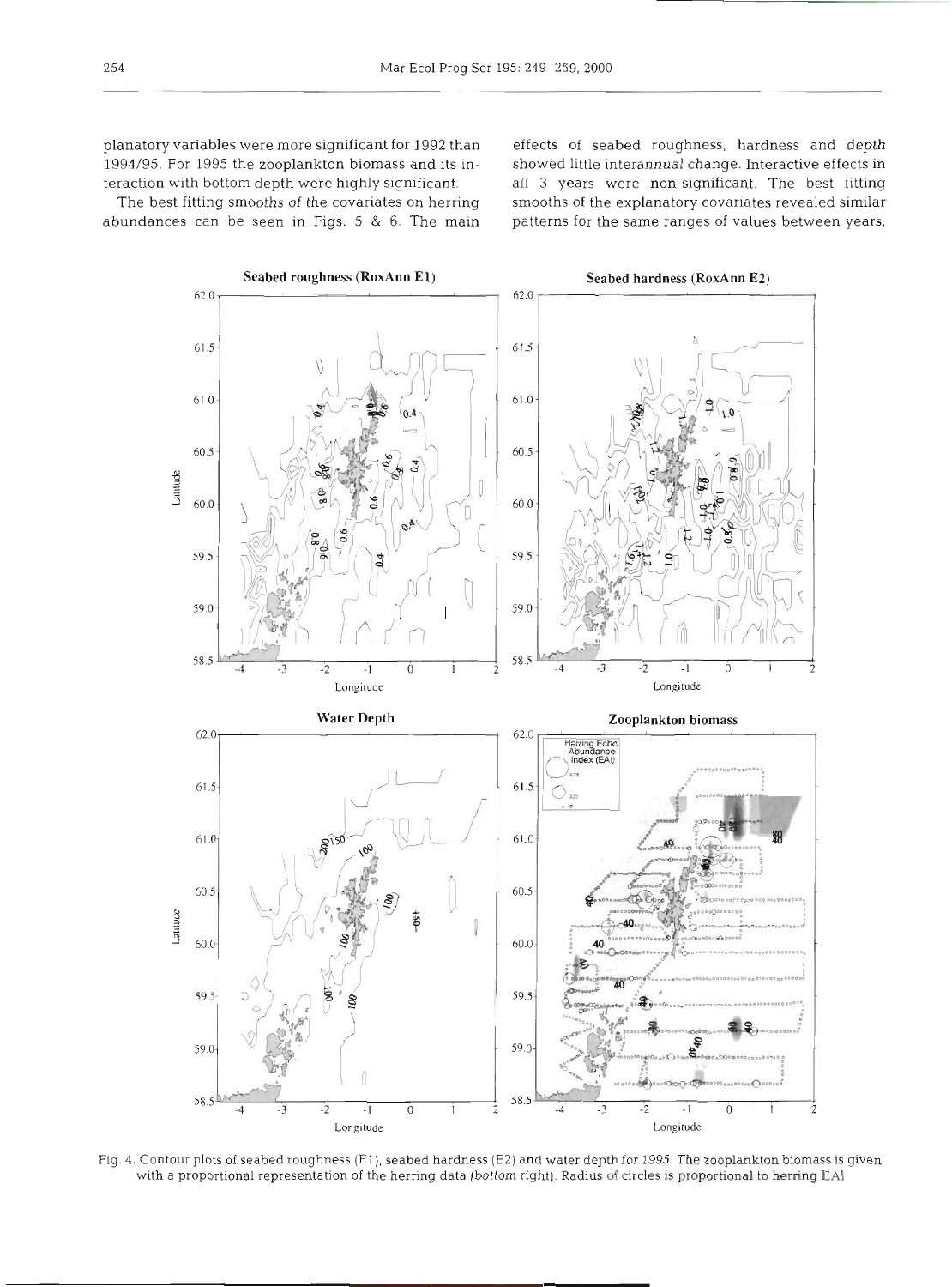planatory variables were more significant for 1992 than 1994/95. For 1995 the zooplankton biomass and its interaction with bottom depth were highly significant.

The best fitting smooths of the covariates on herring abundances can be seen in Figs. 5 & 6. The main effects of seabed roughness, hardness and depth showed little interannual change. Interactive effects in all 3 years were non-significant. The best fitting smooths of the explanatory covariates revealed similar patterns for the same ranges of values between years,

Fig. 4. Contour plots of seabed roughness (E1), seabed hardness (E2) and water depth for 1995. The zooplankton biomass is given with a proportional representation of the herring data (bottom right). Radius of circles is proportional to herring EAI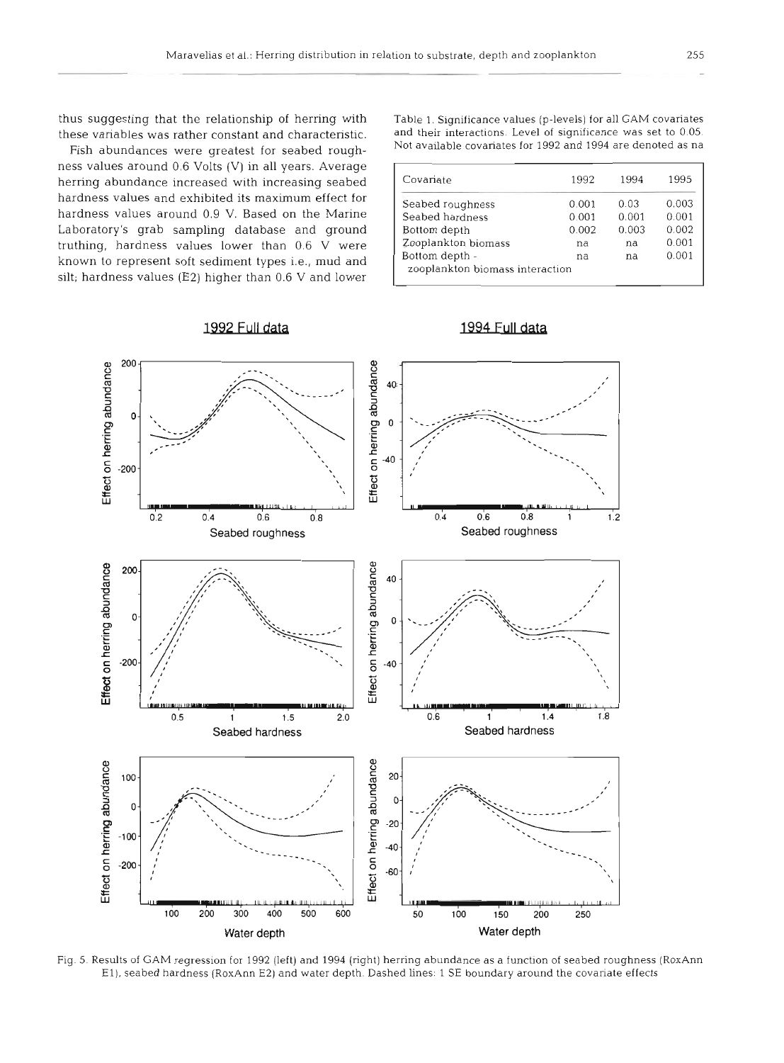thus suggesting that the relationship of herring with these variables was rather constant and characteristic.

Fish abundances were greatest for seabed roughness values around 0.6 Volts (V) in all years. Average herring abundance increased with increasing seabed hardness values and exhibited its maximum effect for hardness values around 0.9 V. Based on the Marine Laboratory's grab sampling database and ground truthing, hardness values lower than 0.6 V were known to represent soft sediment types i.e., mud and silt; hardness values (E2) higher than 0.6 V and lower

Table 1. Significance values (p-levels) for all GAM covariates and their interactions. Level of significance was set to 0.05. Not available covariates for 1992 and 1994 are denoted as na

| Covariate | 1992 | 1994 | 1995 |
|---|---|---|---|
| Seabed roughness | 0.001 | 0.03 | 0.003 |
| Seabed hardness | 0.001 | 0.001 | 0.001 |
| Bottom depth | 0.002 | 0.003 | 0.002 |
| Zooplankton biomass | na | na | 0.001 |
| Bottom depth - zooplankton biomass interaction | na | na | 0.001 |

Fig. 5. Results of GAM regression for 1992 (left) and 1994 (right) herring abundance as a function of seabed roughness (RoxAnn E1), seabed hardness (RoxAnn E2) and water depth. Dashed lines: 1 SE boundary around the covariate effects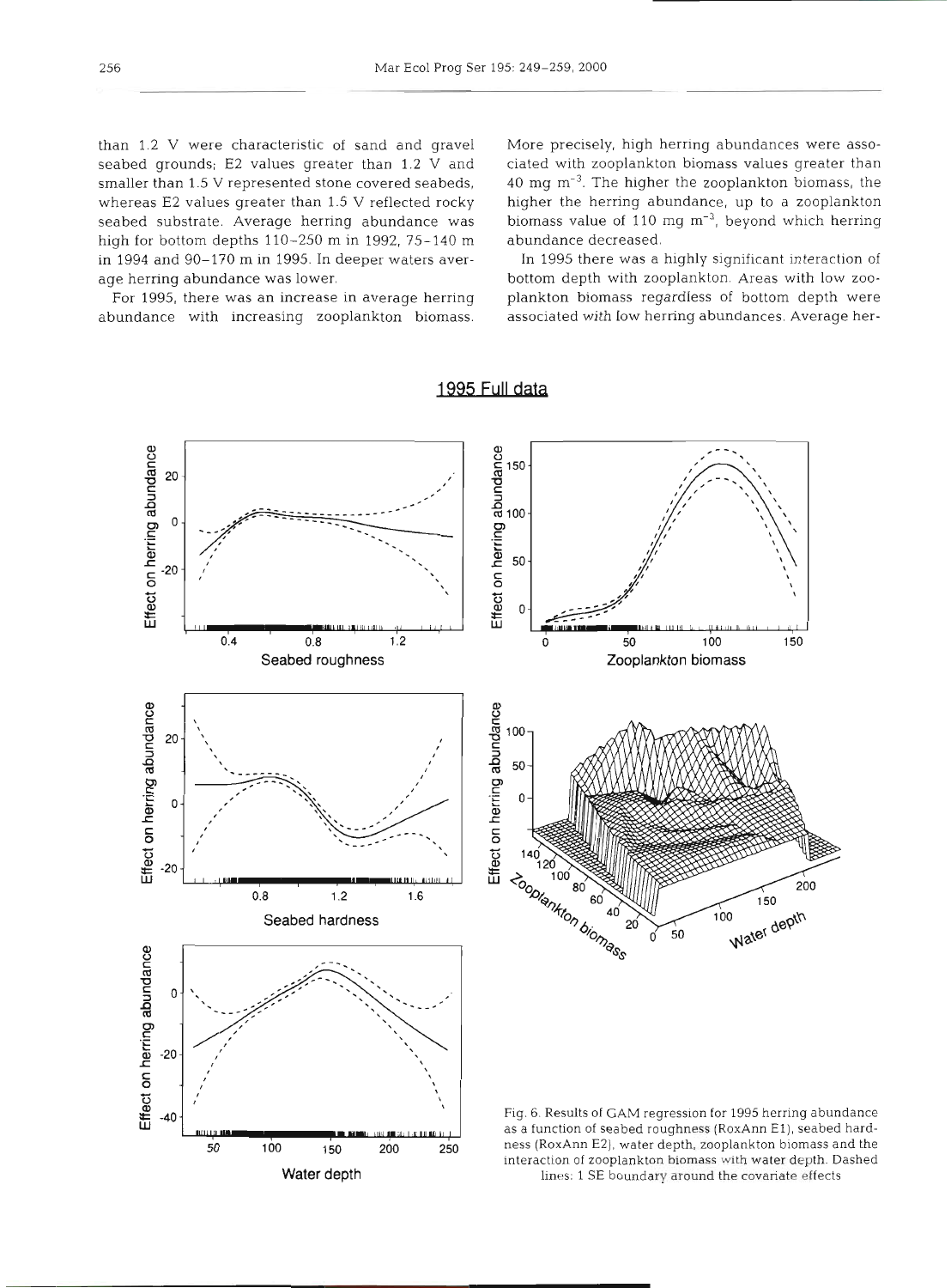than 1.2 V were characteristic of sand and gravel seabed grounds; E2 values greater than 1.2 V and smaller than 1.5 V represented stone covered seabeds, whereas E2 values greater than 1.5 V reflected rocky seabed substrate. Average herring abundance was high for bottom depths 110–250 m in 1992, 75–140 m in 1994 and 90–170 m in 1995. In deeper waters average herring abundance was lower.

For 1995, there was an increase in average herring abundance with increasing zooplankton biomass. More precisely, high herring abundances were associated with zooplankton biomass values greater than 40 mg $m^{-3}$. The higher the zooplankton biomass, the higher the herring abundance, up to a zooplankton biomass value of 110 mg $m^{-3}$, beyond which herring abundance decreased.

In 1995 there was a highly significant interaction of bottom depth with zooplankton. Areas with low zooplankton biomass regardless of bottom depth were associated with low herring abundances. Average her-

1995 Full data

Fig. 6. Results of GAM regression for 1995 herring abundance as a function of seabed roughness (RoxAnn E1), seabed hardness (RoxAnn E2), water depth, zooplankton biomass and the interaction of zooplankton biomass with water depth. Dashed lines: 1 SE boundary around the covariate effects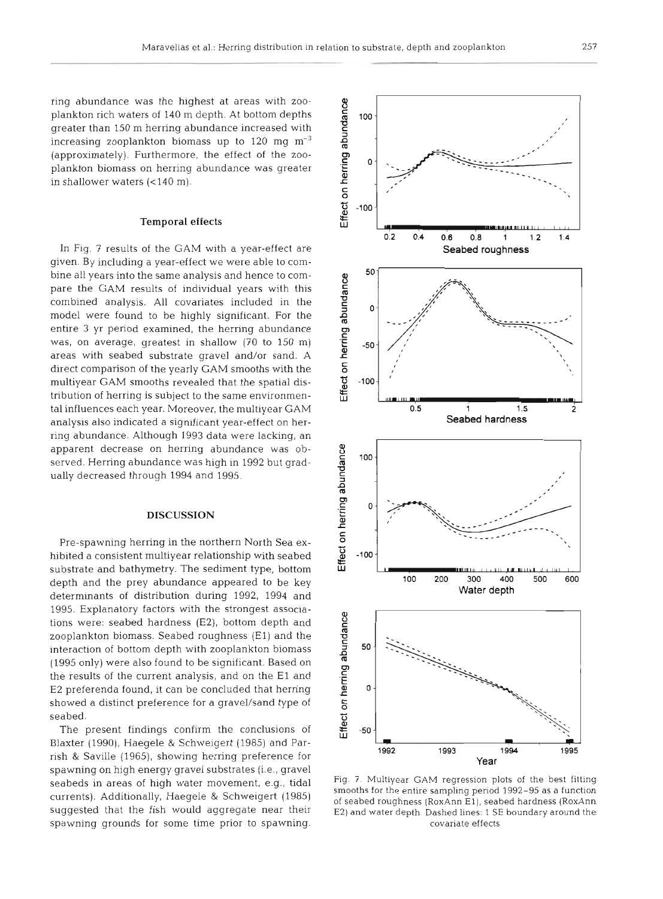ring abundance was the highest at areas with zooplankton rich waters of 140 m depth. At bottom depths greater than 150 m herring abundance increased with increasing zooplankton biomass up to 120 mg $m^{-3}$ (approximately). Furthermore, the effect of the zooplankton biomass on herring abundance was greater in shallower waters (<140 m).

### Temporal effects

In Fig. 7 results of the GAM with a year-effect are given. By including a year-effect we were able to combine all years into the same analysis and hence to compare the GAM results of individual years with this combined analysis. All covariates included in the model were found to be highly significant. For the entire 3 yr period examined, the herring abundance was, on average, greatest in shallow (70 to 150 m) areas with seabed substrate gravel and/or sand. A direct comparison of the yearly GAM smooths with the multiyear GAM smooths revealed that the spatial distribution of herring is subject to the same environmental influences each year. Moreover, the multiyear GAM analysis also indicated a significant year-effect on herring abundance. Although 1993 data were lacking, an apparent decrease on herring abundance was observed. Herring abundance was high in 1992 but gradually decreased through 1994 and 1995.

## DISCUSSION

Pre-spawning herring in the northern North Sea exhibited a consistent multiyear relationship with seabed substrate and bathymetry. The sediment type, bottom depth and the prey abundance appeared to be key determinants of distribution during 1992, 1994 and 1995. Explanatory factors with the strongest associations were: seabed hardness (E2), bottom depth and zooplankton biomass. Seabed roughness (E1) and the interaction of bottom depth with zooplankton biomass (1995 only) were also found to be significant. Based on the results of the current analysis, and on the E1 and E2 preferenda found, it can be concluded that herring showed a distinct preference for a gravel/sand type of seabed.

The present findings confirm the conclusions of Blaxter (1990), Haegele & Schweigert (1985) and Parrish & Saville (1965), showing herring preference for spawning on high energy gravel substrates (i.e., gravel seabeds in areas of high water movement, e.g., tidal currents). Additionally, Haegele & Schweigert (1985) suggested that the fish would aggregate near their spawning grounds for some time prior to spawning.

Fig. 7. Multiyear GAM regression plots of the best fitting smooths for the entire sampling period 1992–95 as a function of seabed roughness (RoxAnn E1), seabed hardness (RoxAnn E2) and water depth. Dashed lines: 1 SE boundary around the covariate effects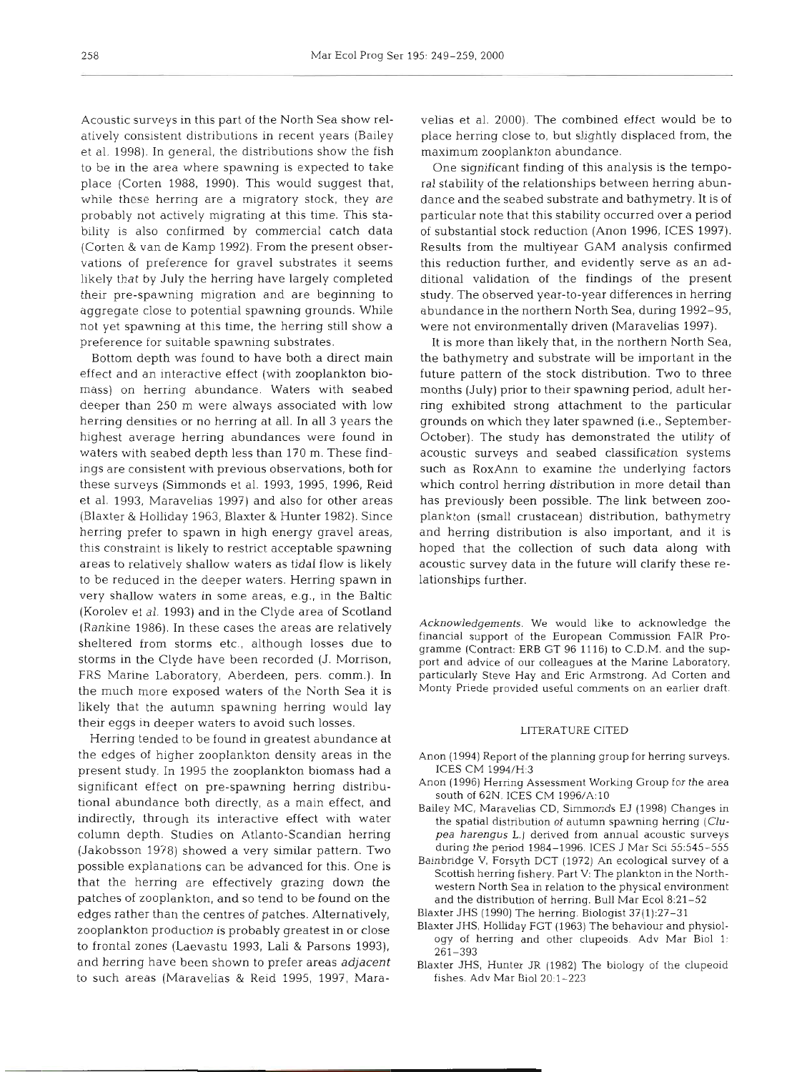Acoustic surveys in this part of the North Sea show relatively consistent distributions in recent years (Bailey et al. 1998). In general, the distributions show the fish to be in the area where spawning is expected to take place (Corten 1988, 1990). This would suggest that, while these herring are a migratory stock, they are probably not actively migrating at this time. This stability is also confirmed by commercial catch data (Corten & van de Kamp 1992). From the present observations of preference for gravel substrates it seems likely that by July the herring have largely completed their pre-spawning migration and are beginning to aggregate close to potential spawning grounds. While not yet spawning at this time, the herring still show a preference for suitable spawning substrates.

Bottom depth was found to have both a direct main effect and an interactive effect (with zooplankton biomass) on herring abundance. Waters with seabed deeper than 250 m were always associated with low herring densities or no herring at all. In all 3 years the highest average herring abundances were found in waters with seabed depth less than 170 m. These findings are consistent with previous observations, both for these surveys (Simmonds et al. 1993, 1995, 1996, Reid et al. 1993, Maravelias 1997) and also for other areas (Blaxter & Holliday 1963, Blaxter & Hunter 1982). Since herring prefer to spawn in high energy gravel areas, this constraint is likely to restrict acceptable spawning areas to relatively shallow waters as tidal flow is likely to be reduced in the deeper waters. Herring spawn in very shallow waters in some areas, e.g., in the Baltic (Korolev et al. 1993) and in the Clyde area of Scotland (Rankine 1986). In these cases the areas are relatively sheltered from storms etc., although losses due to storms in the Clyde have been recorded (J. Morrison, FRS Marine Laboratory, Aberdeen, pers. comm.). In the much more exposed waters of the North Sea it is likely that the autumn spawning herring would lay their eggs in deeper waters to avoid such losses.

Herring tended to be found in greatest abundance at the edges of higher zooplankton density areas in the present study. In 1995 the zooplankton biomass had a significant effect on pre-spawning herring distributional abundance both directly, as a main effect, and indirectly, through its interactive effect with water column depth. Studies on Atlanto-Scandian herring (Jakobsson 1978) showed a very similar pattern. Two possible explanations can be advanced for this. One is that the herring are effectively grazing down the patches of zooplankton, and so tend to be found on the edges rather than the centres of patches. Alternatively, zooplankton production is probably greatest in or close to frontal zones (Laevastu 1993, Lali & Parsons 1993), and herring have been shown to prefer areas *adjacent* to such areas (Maravelias & Reid 1995, 1997, Maravelias et al. 2000). The combined effect would be to place herring close to, but slightly displaced from, the maximum zooplankton abundance.

One significant finding of this analysis is the temporal stability of the relationships between herring abundance and the seabed substrate and bathymetry. It is of particular note that this stability occurred over a period of substantial stock reduction (Anon 1996, ICES 1997). Results from the multiyear GAM analysis confirmed this reduction further, and evidently serve as an additional validation of the findings of the present study. The observed year-to-year differences in herring abundance in the northern North Sea, during 1992–95, were not environmentally driven (Maravelias 1997).

It is more than likely that, in the northern North Sea, the bathymetry and substrate will be important in the future pattern of the stock distribution. Two to three months (July) prior to their spawning period, adult herring exhibited strong attachment to the particular grounds on which they later spawned (i.e., September-October). The study has demonstrated the utility of acoustic surveys and seabed classification systems such as RoxAnn to examine the underlying factors which control herring distribution in more detail than has previously been possible. The link between zooplankton (small crustacean) distribution, bathymetry and herring distribution is also important, and it is hoped that the collection of such data along with acoustic survey data in the future will clarify these relationships further.

*Acknowledgements.* We would like to acknowledge the financial support of the European Commission FAIR Programme (Contract: ERB GT 96 1116) to C.D.M. and the support and advice of our colleagues at the Marine Laboratory, particularly Steve Hay and Eric Armstrong. Ad Corten and Monty Priede provided useful comments on an earlier draft.

## LITERATURE CITED

Anon (1994) Report of the planning group for herring surveys. ICES CM 1994/H:3

Anon (1996) Herring Assessment Working Group for the area south of 62N. ICES CM 1996/A:10

Bailey MC, Maravelias CD, Simmonds EJ (1998) Changes in the spatial distribution of autumn spawning herring (*Clupea harengus* L.) derived from annual acoustic surveys during the period 1984–1996. ICES J Mar Sci 55:545–555

Bainbridge V, Forsyth DCT (1972) An ecological survey of a Scottish herring fishery. Part V: The plankton in the Northwestern North Sea in relation to the physical environment and the distribution of herring. Bull Mar Ecol 8:21–52

Blaxter JHS (1990) The herring. Biologist 37(1):27–31

Blaxter JHS, Holliday FGT (1963) The behaviour and physiology of herring and other clupeoids. Adv Mar Biol 1: 261–393

Blaxter JHS, Hunter JR (1982) The biology of the clupeoid fishes. Adv Mar Biol 20:1–223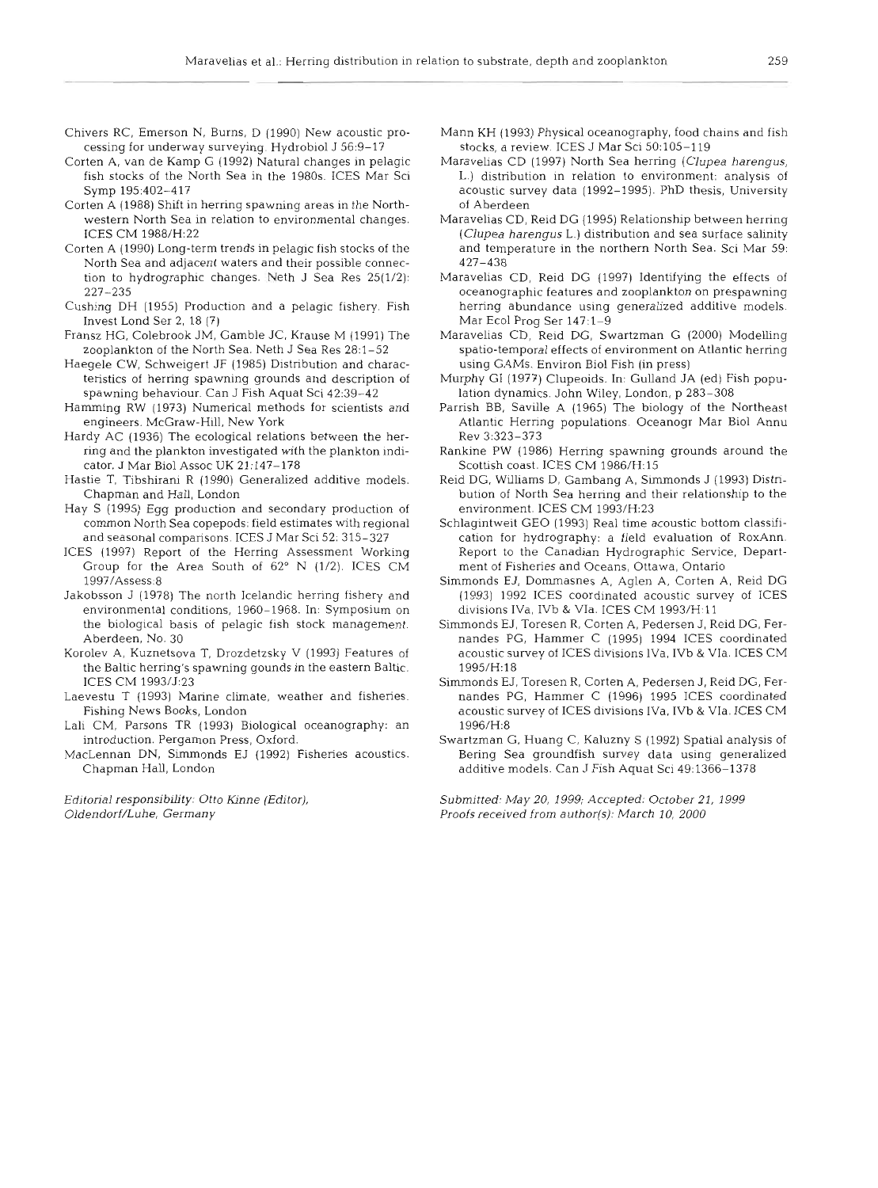Chivers RC, Emerson N, Burns, D (1990) New acoustic processing for underway surveying. Hydrobiol J 56:9–17

Corten A, van de Kamp G (1992) Natural changes in pelagic fish stocks of the North Sea in the 1980s. ICES Mar Sci Symp 195:402–417

Corten A (1988) Shift in herring spawning areas in the Northwestern North Sea in relation to environmental changes. ICES CM 1988/H:22

Corten A (1990) Long-term trends in pelagic fish stocks of the North Sea and adjacent waters and their possible connection to hydrographic changes. Neth J Sea Res 25(1/2): 227–235

Cushing DH (1955) Production and a pelagic fishery. Fish Invest Lond Ser 2, 18 (7)

Fransz HG, Colebrook JM, Gamble JC, Krause M (1991) The zooplankton of the North Sea. Neth J Sea Res 28:1–52

Haegele CW, Schweigert JF (1985) Distribution and characteristics of herring spawning grounds and description of spawning behaviour. Can J Fish Aquat Sci 42:39–42

Hamming RW (1973) Numerical methods for scientists and engineers. McGraw-Hill, New York

Hardy AC (1936) The ecological relations between the herring and the plankton investigated with the plankton indicator. J Mar Biol Assoc UK 21:147–178

Hastie T, Tibshirani R (1990) Generalized additive models. Chapman and Hall, London

Hay S (1995) Egg production and secondary production of common North Sea copepods: field estimates with regional and seasonal comparisons. ICES J Mar Sci 52: 315–327

ICES (1997) Report of the Herring Assessment Working Group for the Area South of 62° N (1/2). ICES CM 1997/Assess:8

Jakobsson J (1978) The north Icelandic herring fishery and environmental conditions, 1960–1968. In: Symposium on the biological basis of pelagic fish stock management. Aberdeen, No. 30

Korolev A, Kuznetsova T, Drozdetzsky V (1993) Features of the Baltic herring's spawning gounds in the eastern Baltic. ICES CM 1993/J:23

Laevestu T (1993) Marine climate, weather and fisheries. Fishing News Books, London

Lali CM, Parsons TR (1993) Biological oceanography: an introduction. Pergamon Press, Oxford.

MacLennan DN, Simmonds EJ (1992) Fisheries acoustics. Chapman Hall, London

*Editorial responsibility: Otto Kinne (Editor), Oldendorf/Luhe, Germany*

Mann KH (1993) Physical oceanography, food chains and fish stocks, a review. ICES J Mar Sci 50:105–119

Maravelias CD (1997) North Sea herring (*Clupea harengus*, L.) distribution in relation to environment: analysis of acoustic survey data (1992–1995). PhD thesis, University of Aberdeen

Maravelias CD, Reid DG (1995) Relationship between herring (*Clupea harengus* L.) distribution and sea surface salinity and temperature in the northern North Sea. Sci Mar 59: 427–438

Maravelias CD, Reid DG (1997) Identifying the effects of oceanographic features and zooplankton on prespawning herring abundance using generalized additive models. Mar Ecol Prog Ser 147:1–9

Maravelias CD, Reid DG, Swartzman G (2000) Modelling spatio-temporal effects of environment on Atlantic herring using GAMs. Environ Biol Fish (in press)

Murphy GI (1977) Clupeoids. In: Gulland JA (ed) Fish population dynamics. John Wiley, London, p 283–308

Parrish BB, Saville A (1965) The biology of the Northeast Atlantic Herring populations. Oceanogr Mar Biol Annu Rev 3:323–373

Rankine PW (1986) Herring spawning grounds around the Scottish coast. ICES CM 1986/H:15

Reid DG, Williams D, Gambang A, Simmonds J (1993) Distribution of North Sea herring and their relationship to the environment. ICES CM 1993/H:23

Schlagintweit GEO (1993) Real time acoustic bottom classification for hydrography: a field evaluation of RoxAnn. Report to the Canadian Hydrographic Service, Department of Fisheries and Oceans, Ottawa, Ontario

Simmonds EJ, Dommasnes A, Aglen A, Corten A, Reid DG (1993) 1992 ICES coordinated acoustic survey of ICES divisions IVa, IVb & VIa. ICES CM 1993/H:11

Simmonds EJ, Toresen R, Corten A, Pedersen J, Reid DG, Fernandes PG, Hammer C (1995) 1994 ICES coordinated acoustic survey of ICES divisions IVa, IVb & VIa. ICES CM 1995/H:18

Simmonds EJ, Toresen R, Corten A, Pedersen J, Reid DG, Fernandes PG, Hammer C (1996) 1995 ICES coordinated acoustic survey of ICES divisions IVa, IVb & VIa. ICES CM 1996/H:8

Swartzman G, Huang C, Kaluzny S (1992) Spatial analysis of Bering Sea groundfish survey data using generalized additive models. Can J Fish Aquat Sci 49:1366–1378

*Submitted: May 20, 1999; Accepted: October 21, 1999*
*Proofs received from author(s): March 10, 2000*